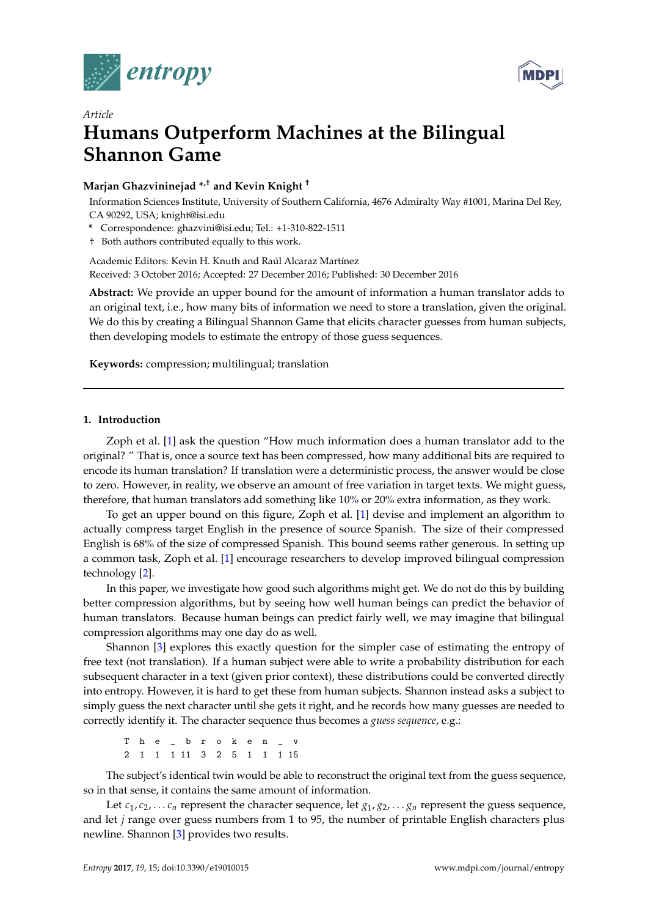*Article*

# Humans Outperform Machines at the Bilingual Shannon Game

**Marjan Ghazvininejad \*,† and Kevin Knight †**

Information Sciences Institute, University of Southern California, 4676 Admiralty Way #1001, Marina Del Rey, CA 90292, USA; knight@isi.edu

\* Correspondence: ghazvini@isi.edu; Tel.: +1-310-822-1511

† Both authors contributed equally to this work.

Academic Editors: Kevin H. Knuth and Raúl Alcaraz Martínez

Received: 3 October 2016; Accepted: 27 December 2016; Published: 30 December 2016

**Abstract:** We provide an upper bound for the amount of information a human translator adds to an original text, i.e., how many bits of information we need to store a translation, given the original. We do this by creating a Bilingual Shannon Game that elicits character guesses from human subjects, then developing models to estimate the entropy of those guess sequences.

**Keywords:** compression; multilingual; translation

## 1. Introduction

Zoph et al. [1] ask the question "How much information does a human translator add to the original? " That is, once a source text has been compressed, how many additional bits are required to encode its human translation? If translation were a deterministic process, the answer would be close to zero. However, in reality, we observe an amount of free variation in target texts. We might guess, therefore, that human translators add something like 10% or 20% extra information, as they work.

To get an upper bound on this figure, Zoph et al. [1] devise and implement an algorithm to actually compress target English in the presence of source Spanish. The size of their compressed English is 68% of the size of compressed Spanish. This bound seems rather generous. In setting up a common task, Zoph et al. [1] encourage researchers to develop improved bilingual compression technology [2].

In this paper, we investigate how good such algorithms might get. We do not do this by building better compression algorithms, but by seeing how well human beings can predict the behavior of human translators. Because human beings can predict fairly well, we may imagine that bilingual compression algorithms may one day do as well.

Shannon [3] explores this exactly question for the simpler case of estimating the entropy of free text (not translation). If a human subject were able to write a probability distribution for each subsequent character in a text (given prior context), these distributions could be converted directly into entropy. However, it is hard to get these from human subjects. Shannon instead asks a subject to simply guess the next character until she gets it right, and he records how many guesses are needed to correctly identify it. The character sequence thus becomes a *guess sequence*, e.g.:

```
T h e _ b r o k e n _ v
2 1 1 1 11 3 2 5 1 1 1 15
```

The subject's identical twin would be able to reconstruct the original text from the guess sequence, so in that sense, it contains the same amount of information.

Let $c_1, c_2, \ldots c_n$ represent the character sequence, let $g_1, g_2, \ldots g_n$ represent the guess sequence, and let $j$ range over guess numbers from 1 to 95, the number of printable English characters plus newline. Shannon [3] provides two results.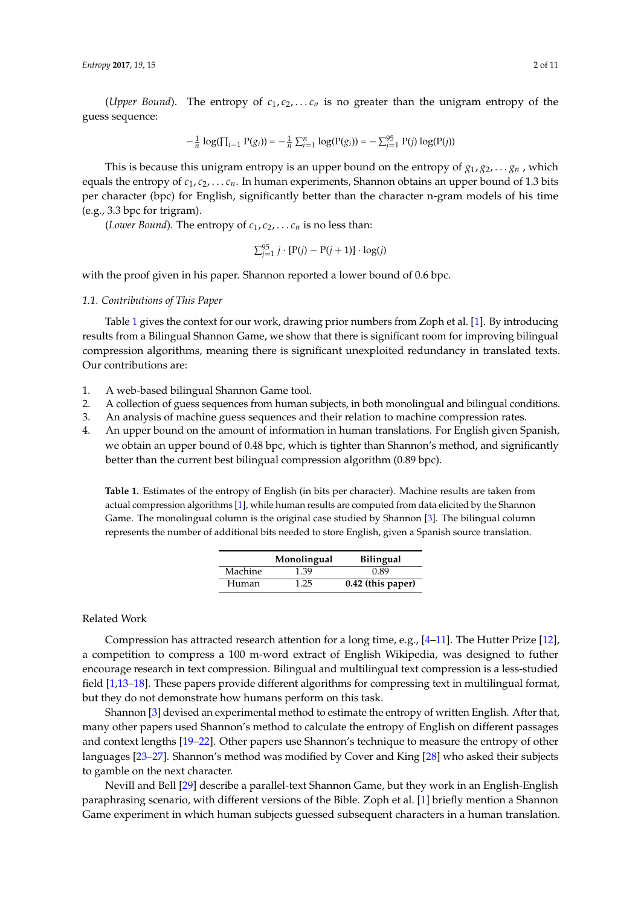(*Upper Bound*). The entropy of $c_1, c_2, \ldots c_n$ is no greater than the unigram entropy of the guess sequence:

$$-\frac{1}{n}\log(\prod_{i=1} \mathrm{P}(g_i)) = -\frac{1}{n}\sum_{i=1}^{n}\log(\mathrm{P}(g_i)) = -\sum_{j=1}^{95}\mathrm{P}(j)\log(\mathrm{P}(j))$$

This is because this unigram entropy is an upper bound on the entropy of $g_1, g_2, \ldots g_n$, which equals the entropy of $c_1, c_2, \ldots c_n$. In human experiments, Shannon obtains an upper bound of 1.3 bits per character (bpc) for English, significantly better than the character n-gram models of his time (e.g., 3.3 bpc for trigram).

(*Lower Bound*). The entropy of $c_1, c_2, \ldots c_n$ is no less than:

$$\sum_{j=1}^{95} j \cdot [\mathrm{P}(j) - \mathrm{P}(j+1)] \cdot \log(j)$$

with the proof given in his paper. Shannon reported a lower bound of 0.6 bpc.

### 1.1. Contributions of This Paper

Table 1 gives the context for our work, drawing prior numbers from Zoph et al. [1]. By introducing results from a Bilingual Shannon Game, we show that there is significant room for improving bilingual compression algorithms, meaning there is significant unexploited redundancy in translated texts. Our contributions are:

1. A web-based bilingual Shannon Game tool.
2. A collection of guess sequences from human subjects, in both monolingual and bilingual conditions.
3. An analysis of machine guess sequences and their relation to machine compression rates.
4. An upper bound on the amount of information in human translations. For English given Spanish, we obtain an upper bound of 0.48 bpc, which is tighter than Shannon's method, and significantly better than the current best bilingual compression algorithm (0.89 bpc).

**Table 1.** Estimates of the entropy of English (in bits per character). Machine results are taken from actual compression algorithms [1], while human results are computed from data elicited by the Shannon Game. The monolingual column is the original case studied by Shannon [3]. The bilingual column represents the number of additional bits needed to store English, given a Spanish source translation.

| | Monolingual | Bilingual |
|---|---|---|
| Machine | 1.39 | 0.89 |
| Human | 1.25 | **0.42 (this paper)** |

Related Work

Compression has attracted research attention for a long time, e.g., [4–11]. The Hutter Prize [12], a competition to compress a 100 m-word extract of English Wikipedia, was designed to futher encourage research in text compression. Bilingual and multilingual text compression is a less-studied field [1,13–18]. These papers provide different algorithms for compressing text in multilingual format, but they do not demonstrate how humans perform on this task.

Shannon [3] devised an experimental method to estimate the entropy of written English. After that, many other papers used Shannon's method to calculate the entropy of English on different passages and context lengths [19–22]. Other papers use Shannon's technique to measure the entropy of other languages [23–27]. Shannon's method was modified by Cover and King [28] who asked their subjects to gamble on the next character.

Nevill and Bell [29] describe a parallel-text Shannon Game, but they work in an English-English paraphrasing scenario, with different versions of the Bible. Zoph et al. [1] briefly mention a Shannon Game experiment in which human subjects guessed subsequent characters in a human translation.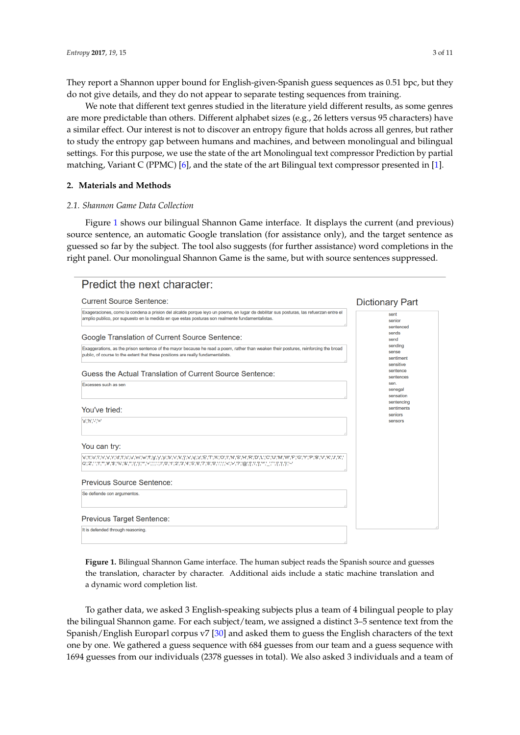They report a Shannon upper bound for English-given-Spanish guess sequences as 0.51 bpc, but they do not give details, and they do not appear to separate testing sequences from training.

We note that different text genres studied in the literature yield different results, as some genres are more predictable than others. Different alphabet sizes (e.g., 26 letters versus 95 characters) have a similar effect. Our interest is not to discover an entropy figure that holds across all genres, but rather to study the entropy gap between humans and machines, and between monolingual and bilingual settings. For this purpose, we use the state of the art Monolingual text compressor Prediction by partial matching, Variant C (PPMC) [6], and the state of the art Bilingual text compressor presented in [1].

## 2. Materials and Methods

### *2.1. Shannon Game Data Collection*

Figure 1 shows our bilingual Shannon Game interface. It displays the current (and previous) source sentence, an automatic Google translation (for assistance only), and the target sentence as guessed so far by the subject. The tool also suggests (for further assistance) word completions in the right panel. Our monolingual Shannon Game is the same, but with source sentences suppressed.

**Figure 1.** Bilingual Shannon Game interface. The human subject reads the Spanish source and guesses the translation, character by character. Additional aids include a static machine translation and a dynamic word completion list.

To gather data, we asked 3 English-speaking subjects plus a team of 4 bilingual people to play the bilingual Shannon game. For each subject/team, we assigned a distinct 3–5 sentence text from the Spanish/English Europarl corpus v7 [30] and asked them to guess the English characters of the text one by one. We gathered a guess sequence with 684 guesses from our team and a guess sequence with 1694 guesses from our individuals (2378 guesses in total). We also asked 3 individuals and a team of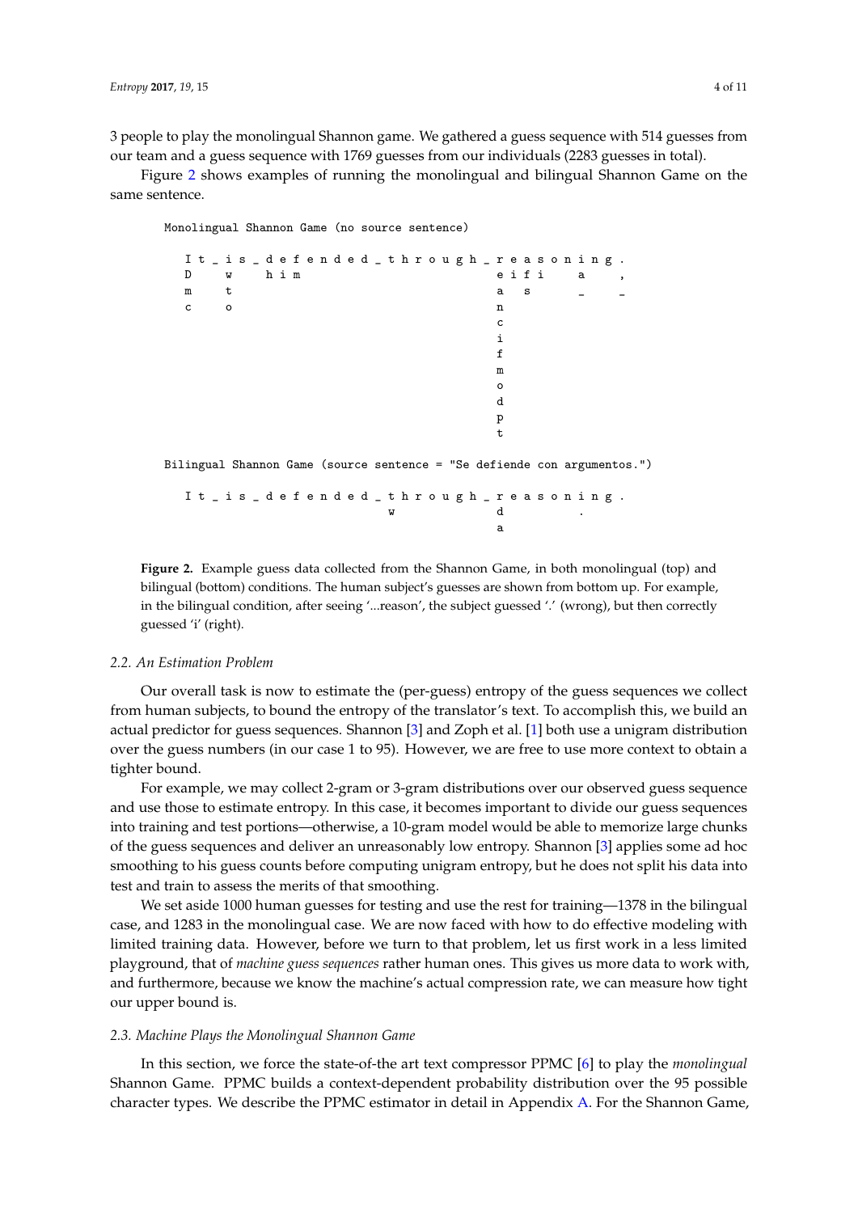3 people to play the monolingual Shannon game. We gathered a guess sequence with 514 guesses from our team and a guess sequence with 1769 guesses from our individuals (2283 guesses in total).

Figure 2 shows examples of running the monolingual and bilingual Shannon Game on the same sentence.

```
Monolingual Shannon Game (no source sentence)

   I t _ i s _ d e f e n d e d _ t h r o u g h _ r e a s o n i n g .
   D     w     h i m                               e i f i     a     ,
   m     t                                         a   s       _     _
   c     o                                         n
                                                   c
                                                   i
                                                   f
                                                   m
                                                   o
                                                   d
                                                   p
                                                   t

Bilingual Shannon Game (source sentence = "Se defiende con argumentos.")

   I t _ i s _ d e f e n d e d _ t h r o u g h _ r e a s o n i n g .
                                 w             d           .
                                               a
```

**Figure 2.** Example guess data collected from the Shannon Game, in both monolingual (top) and bilingual (bottom) conditions. The human subject's guesses are shown from bottom up. For example, in the bilingual condition, after seeing '...reason', the subject guessed '.' (wrong), but then correctly guessed 'i' (right).

### 2.2. An Estimation Problem

Our overall task is now to estimate the (per-guess) entropy of the guess sequences we collect from human subjects, to bound the entropy of the translator's text. To accomplish this, we build an actual predictor for guess sequences. Shannon [3] and Zoph et al. [1] both use a unigram distribution over the guess numbers (in our case 1 to 95). However, we are free to use more context to obtain a tighter bound.

For example, we may collect 2-gram or 3-gram distributions over our observed guess sequence and use those to estimate entropy. In this case, it becomes important to divide our guess sequences into training and test portions—otherwise, a 10-gram model would be able to memorize large chunks of the guess sequences and deliver an unreasonably low entropy. Shannon [3] applies some ad hoc smoothing to his guess counts before computing unigram entropy, but he does not split his data into test and train to assess the merits of that smoothing.

We set aside 1000 human guesses for testing and use the rest for training—1378 in the bilingual case, and 1283 in the monolingual case. We are now faced with how to do effective modeling with limited training data. However, before we turn to that problem, let us first work in a less limited playground, that of *machine guess sequences* rather human ones. This gives us more data to work with, and furthermore, because we know the machine's actual compression rate, we can measure how tight our upper bound is.

### 2.3. Machine Plays the Monolingual Shannon Game

In this section, we force the state-of-the art text compressor PPMC [6] to play the *monolingual* Shannon Game. PPMC builds a context-dependent probability distribution over the 95 possible character types. We describe the PPMC estimator in detail in Appendix A. For the Shannon Game,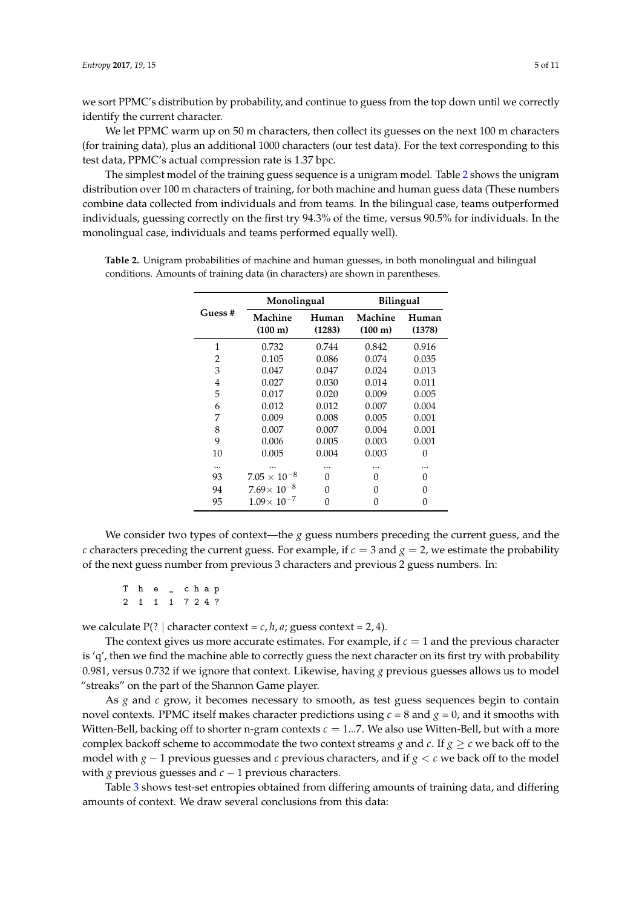we sort PPMC's distribution by probability, and continue to guess from the top down until we correctly identify the current character.

We let PPMC warm up on 50 m characters, then collect its guesses on the next 100 m characters (for training data), plus an additional 1000 characters (our test data). For the text corresponding to this test data, PPMC's actual compression rate is 1.37 bpc.

The simplest model of the training guess sequence is a unigram model. Table 2 shows the unigram distribution over 100 m characters of training, for both machine and human guess data (These numbers combine data collected from individuals and from teams. In the bilingual case, teams outperformed individuals, guessing correctly on the first try 94.3% of the time, versus 90.5% for individuals. In the monolingual case, individuals and teams performed equally well).

**Table 2.** Unigram probabilities of machine and human guesses, in both monolingual and bilingual conditions. Amounts of training data (in characters) are shown in parentheses.

| Guess # | Monolingual | | Bilingual | |
|---|---|---|---|---|
| | **Machine (100 m)** | **Human (1283)** | **Machine (100 m)** | **Human (1378)** |
| 1 | 0.732 | 0.744 | 0.842 | 0.916 |
| 2 | 0.105 | 0.086 | 0.074 | 0.035 |
| 3 | 0.047 | 0.047 | 0.024 | 0.013 |
| 4 | 0.027 | 0.030 | 0.014 | 0.011 |
| 5 | 0.017 | 0.020 | 0.009 | 0.005 |
| 6 | 0.012 | 0.012 | 0.007 | 0.004 |
| 7 | 0.009 | 0.008 | 0.005 | 0.001 |
| 8 | 0.007 | 0.007 | 0.004 | 0.001 |
| 9 | 0.006 | 0.005 | 0.003 | 0.001 |
| 10 | 0.005 | 0.004 | 0.003 | 0 |
| ... | ... | ... | ... | ... |
| 93 | $7.05 \times 10^{-8}$ | 0 | 0 | 0 |
| 94 | $7.69 \times 10^{-8}$ | 0 | 0 | 0 |
| 95 | $1.09 \times 10^{-7}$ | 0 | 0 | 0 |

We consider two types of context—the $g$ guess numbers preceding the current guess, and the $c$ characters preceding the current guess. For example, if $c = 3$ and $g = 2$, we estimate the probability of the next guess number from previous 3 characters and previous 2 guess numbers. In:

```
T h e _ c h a p
2 1 1 1 7 2 4 ?
```

we calculate P(? | character context = $c, h, a$; guess context = 2, 4).

The context gives us more accurate estimates. For example, if $c = 1$ and the previous character is 'q', then we find the machine able to correctly guess the next character on its first try with probability 0.981, versus 0.732 if we ignore that context. Likewise, having $g$ previous guesses allows us to model "streaks" on the part of the Shannon Game player.

As $g$ and $c$ grow, it becomes necessary to smooth, as test guess sequences begin to contain novel contexts. PPMC itself makes character predictions using $c = 8$ and $g = 0$, and it smooths with Witten-Bell, backing off to shorter n-gram contexts $c = 1...7$. We also use Witten-Bell, but with a more complex backoff scheme to accommodate the two context streams $g$ and $c$. If $g \geq c$ we back off to the model with $g - 1$ previous guesses and $c$ previous characters, and if $g < c$ we back off to the model with $g$ previous guesses and $c - 1$ previous characters.

Table 3 shows test-set entropies obtained from differing amounts of training data, and differing amounts of context. We draw several conclusions from this data: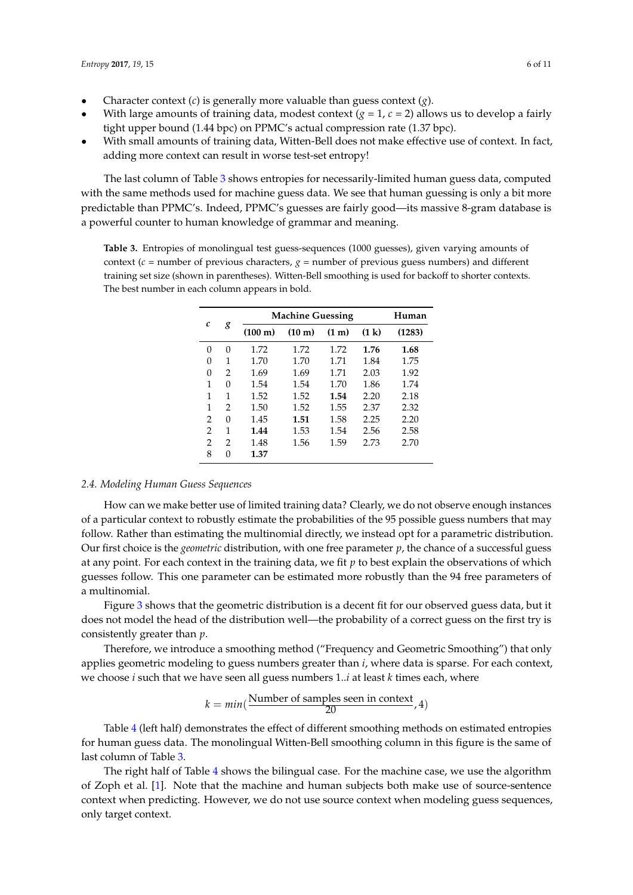- Character context ($c$) is generally more valuable than guess context ($g$).
- With large amounts of training data, modest context ($g = 1$, $c = 2$) allows us to develop a fairly tight upper bound (1.44 bpc) on PPMC's actual compression rate (1.37 bpc).
- With small amounts of training data, Witten-Bell does not make effective use of context. In fact, adding more context can result in worse test-set entropy!

The last column of Table 3 shows entropies for necessarily-limited human guess data, computed with the same methods used for machine guess data. We see that human guessing is only a bit more predictable than PPMC's. Indeed, PPMC's guesses are fairly good—its massive 8-gram database is a powerful counter to human knowledge of grammar and meaning.

**Table 3.** Entropies of monolingual test guess-sequences (1000 guesses), given varying amounts of context ($c$ = number of previous characters, $g$ = number of previous guess numbers) and different training set size (shown in parentheses). Witten-Bell smoothing is used for backoff to shorter contexts. The best number in each column appears in bold.

| $c$ | $g$ | Machine Guessing | | | | Human |
|---|---|---|---|---|---|---|
| | | (100 m) | (10 m) | (1 m) | (1 k) | (1283) |
| 0 | 0 | 1.72 | 1.72 | 1.72 | **1.76** | **1.68** |
| 0 | 1 | 1.70 | 1.70 | 1.71 | 1.84 | 1.75 |
| 0 | 2 | 1.69 | 1.69 | 1.71 | 2.03 | 1.92 |
| 1 | 0 | 1.54 | 1.54 | 1.70 | 1.86 | 1.74 |
| 1 | 1 | 1.52 | 1.52 | **1.54** | 2.20 | 2.18 |
| 1 | 2 | 1.50 | 1.52 | 1.55 | 2.37 | 2.32 |
| 2 | 0 | 1.45 | **1.51** | 1.58 | 2.25 | 2.20 |
| 2 | 1 | **1.44** | 1.53 | 1.54 | 2.56 | 2.58 |
| 2 | 2 | 1.48 | 1.56 | 1.59 | 2.73 | 2.70 |
| 8 | 0 | **1.37** | | | | |

### 2.4. Modeling Human Guess Sequences

How can we make better use of limited training data? Clearly, we do not observe enough instances of a particular context to robustly estimate the probabilities of the 95 possible guess numbers that may follow. Rather than estimating the multinomial directly, we instead opt for a parametric distribution. Our first choice is the *geometric* distribution, with one free parameter $p$, the chance of a successful guess at any point. For each context in the training data, we fit $p$ to best explain the observations of which guesses follow. This one parameter can be estimated more robustly than the 94 free parameters of a multinomial.

Figure 3 shows that the geometric distribution is a decent fit for our observed guess data, but it does not model the head of the distribution well—the probability of a correct guess on the first try is consistently greater than $p$.

Therefore, we introduce a smoothing method ("Frequency and Geometric Smoothing") that only applies geometric modeling to guess numbers greater than $i$, where data is sparse. For each context, we choose $i$ such that we have seen all guess numbers $1..i$ at least $k$ times each, where

$$k = min(\frac{\text{Number of samples seen in context}}{20}, 4)$$

Table 4 (left half) demonstrates the effect of different smoothing methods on estimated entropies for human guess data. The monolingual Witten-Bell smoothing column in this figure is the same of last column of Table 3.

The right half of Table 4 shows the bilingual case. For the machine case, we use the algorithm of Zoph et al. [1]. Note that the machine and human subjects both make use of source-sentence context when predicting. However, we do not use source context when modeling guess sequences, only target context.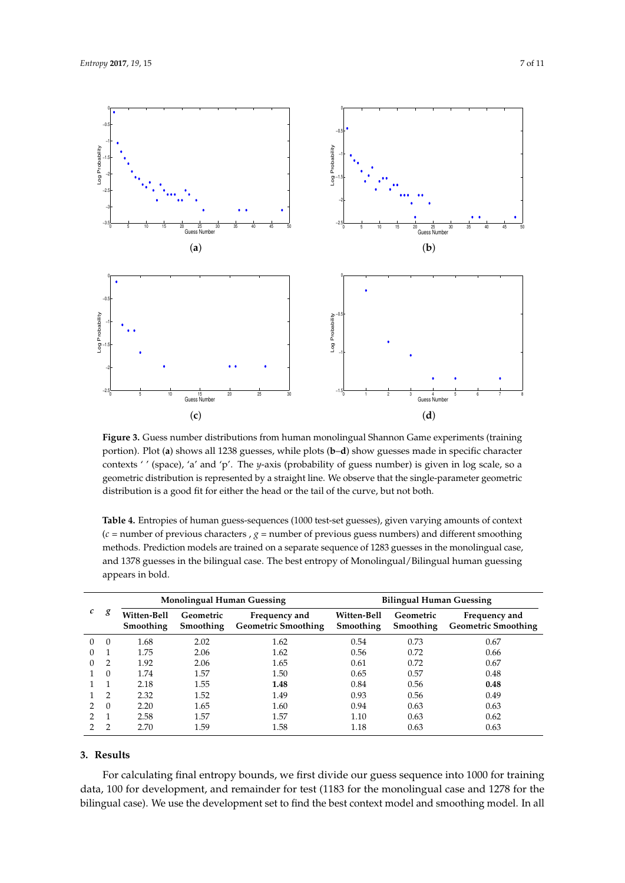**Figure 3.** Guess number distributions from human monolingual Shannon Game experiments (training portion). Plot (**a**) shows all 1238 guesses, while plots (**b**–**d**) show guesses made in specific character contexts ' ' (space), 'a' and 'p'. The *y*-axis (probability of guess number) is given in log scale, so a geometric distribution is represented by a straight line. We observe that the single-parameter geometric distribution is a good fit for either the head or the tail of the curve, but not both.

**Table 4.** Entropies of human guess-sequences (1000 test-set guesses), given varying amounts of context ($c$ = number of previous characters , $g$ = number of previous guess numbers) and different smoothing methods. Prediction models are trained on a separate sequence of 1283 guesses in the monolingual case, and 1378 guesses in the bilingual case. The best entropy of Monolingual/Bilingual human guessing appears in bold.

| $c$ | $g$ | Monolingual Human Guessing | | | Bilingual Human Guessing | | |
|---|---|---|---|---|---|---|---|
| | | **Witten-Bell Smoothing** | **Geometric Smoothing** | **Frequency and Geometric Smoothing** | **Witten-Bell Smoothing** | **Geometric Smoothing** | **Frequency and Geometric Smoothing** |
| 0 | 0 | 1.68 | 2.02 | 1.62 | 0.54 | 0.73 | 0.67 |
| 0 | 1 | 1.75 | 2.06 | 1.62 | 0.56 | 0.72 | 0.66 |
| 0 | 2 | 1.92 | 2.06 | 1.65 | 0.61 | 0.72 | 0.67 |
| 1 | 0 | 1.74 | 1.57 | 1.50 | 0.65 | 0.57 | 0.48 |
| 1 | 1 | 2.18 | 1.55 | **1.48** | 0.84 | 0.56 | **0.48** |
| 1 | 2 | 2.32 | 1.52 | 1.49 | 0.93 | 0.56 | 0.49 |
| 2 | 0 | 2.20 | 1.65 | 1.60 | 0.94 | 0.63 | 0.63 |
| 2 | 1 | 2.58 | 1.57 | 1.57 | 1.10 | 0.63 | 0.62 |
| 2 | 2 | 2.70 | 1.59 | 1.58 | 1.18 | 0.63 | 0.63 |

## 3. Results

For calculating final entropy bounds, we first divide our guess sequence into 1000 for training data, 100 for development, and remainder for test (1183 for the monolingual case and 1278 for the bilingual case). We use the development set to find the best context model and smoothing model. In all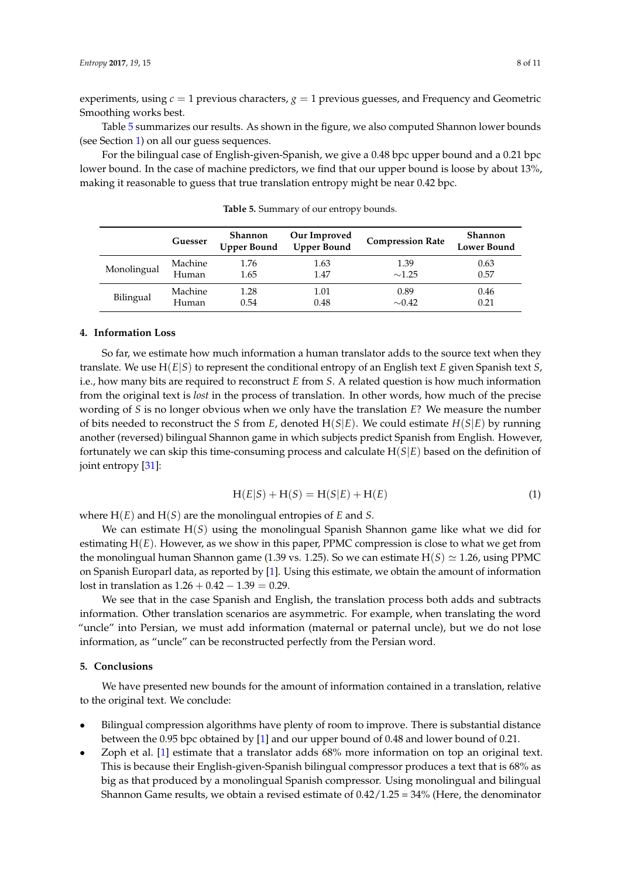experiments, using $c = 1$ previous characters, $g = 1$ previous guesses, and Frequency and Geometric Smoothing works best.

Table 5 summarizes our results. As shown in the figure, we also computed Shannon lower bounds (see Section 1) on all our guess sequences.

For the bilingual case of English-given-Spanish, we give a 0.48 bpc upper bound and a 0.21 bpc lower bound. In the case of machine predictors, we find that our upper bound is loose by about 13%, making it reasonable to guess that true translation entropy might be near 0.42 bpc.

**Table 5.** Summary of our entropy bounds.

| | Guesser | Shannon Upper Bound | Our Improved Upper Bound | Compression Rate | Shannon Lower Bound |
|---|---|---|---|---|---|
| Monolingual | Machine | 1.76 | 1.63 | 1.39 | 0.63 |
| | Human | 1.65 | 1.47 | ∼1.25 | 0.57 |
| Bilingual | Machine | 1.28 | 1.01 | 0.89 | 0.46 |
| | Human | 0.54 | 0.48 | ∼0.42 | 0.21 |

## 4. Information Loss

So far, we estimate how much information a human translator adds to the source text when they translate. We use $\mathrm{H}(E|S)$ to represent the conditional entropy of an English text $E$ given Spanish text $S$, i.e., how many bits are required to reconstruct $E$ from $S$. A related question is how much information from the original text is *lost* in the process of translation. In other words, how much of the precise wording of $S$ is no longer obvious when we only have the translation $E$? We measure the number of bits needed to reconstruct the $S$ from $E$, denoted $\mathrm{H}(S|E)$. We could estimate $H(S|E)$ by running another (reversed) bilingual Shannon game in which subjects predict Spanish from English. However, fortunately we can skip this time-consuming process and calculate $\mathrm{H}(S|E)$ based on the definition of joint entropy [31]:

$$\mathrm{H}(E|S) + \mathrm{H}(S) = \mathrm{H}(S|E) + \mathrm{H}(E) \tag{1}$$

where $\mathrm{H}(E)$ and $\mathrm{H}(S)$ are the monolingual entropies of $E$ and $S$.

We can estimate $\mathrm{H}(S)$ using the monolingual Spanish Shannon game like what we did for estimating $\mathrm{H}(E)$. However, as we show in this paper, PPMC compression is close to what we get from the monolingual human Shannon game (1.39 vs. 1.25). So we can estimate $\mathrm{H}(S) \simeq 1.26$, using PPMC on Spanish Europarl data, as reported by [1]. Using this estimate, we obtain the amount of information lost in translation as $1.26 + 0.42 - 1.39 = 0.29$.

We see that in the case Spanish and English, the translation process both adds and subtracts information. Other translation scenarios are asymmetric. For example, when translating the word "uncle" into Persian, we must add information (maternal or paternal uncle), but we do not lose information, as "uncle" can be reconstructed perfectly from the Persian word.

## 5. Conclusions

We have presented new bounds for the amount of information contained in a translation, relative to the original text. We conclude:

- Bilingual compression algorithms have plenty of room to improve. There is substantial distance between the 0.95 bpc obtained by [1] and our upper bound of 0.48 and lower bound of 0.21.
- Zoph et al. [1] estimate that a translator adds 68% more information on top an original text. This is because their English-given-Spanish bilingual compressor produces a text that is 68% as big as that produced by a monolingual Spanish compressor. Using monolingual and bilingual Shannon Game results, we obtain a revised estimate of 0.42/1.25 = 34% (Here, the denominator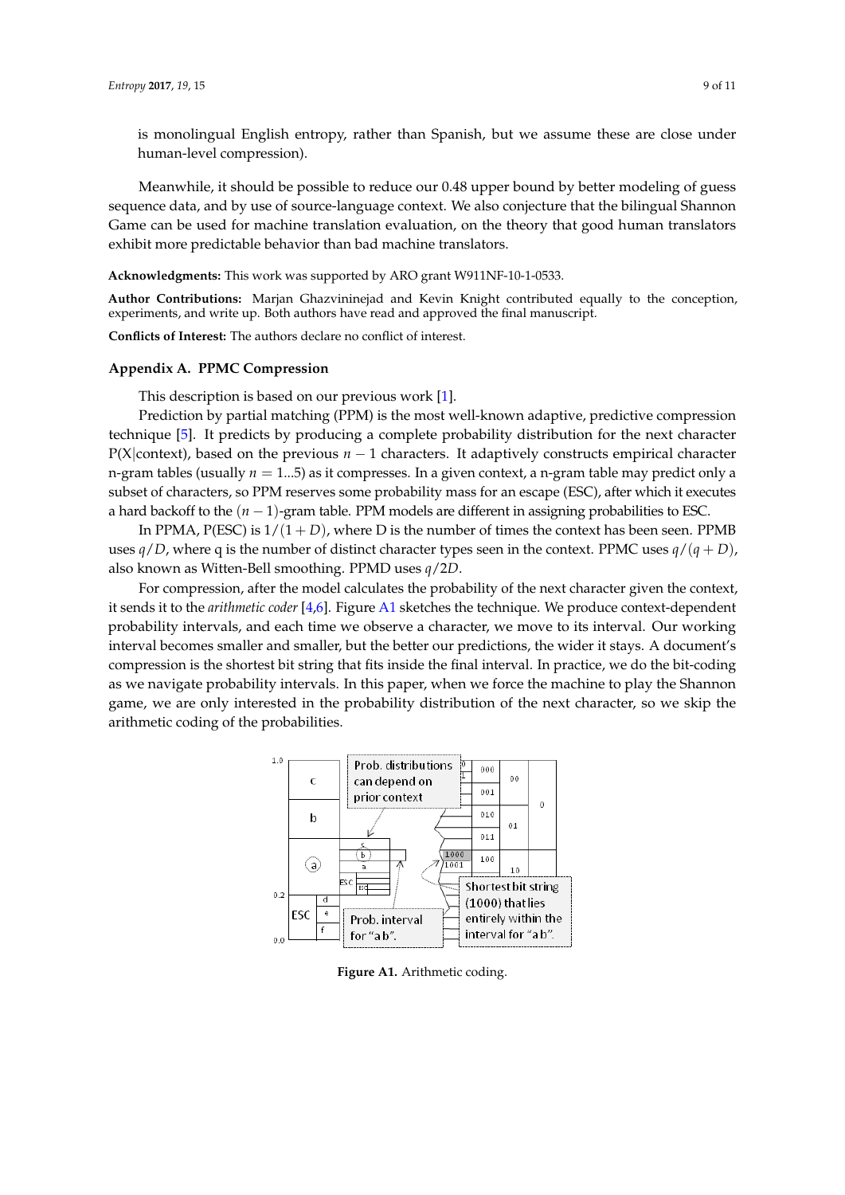is monolingual English entropy, rather than Spanish, but we assume these are close under human-level compression).

Meanwhile, it should be possible to reduce our 0.48 upper bound by better modeling of guess sequence data, and by use of source-language context. We also conjecture that the bilingual Shannon Game can be used for machine translation evaluation, on the theory that good human translators exhibit more predictable behavior than bad machine translators.

**Acknowledgments:** This work was supported by ARO grant W911NF-10-1-0533.

**Author Contributions:** Marjan Ghazvininejad and Kevin Knight contributed equally to the conception, experiments, and write up. Both authors have read and approved the final manuscript.

**Conflicts of Interest:** The authors declare no conflict of interest.

## Appendix A. PPMC Compression

This description is based on our previous work [1].

Prediction by partial matching (PPM) is the most well-known adaptive, predictive compression technique [5]. It predicts by producing a complete probability distribution for the next character P(X|context), based on the previous $n-1$ characters. It adaptively constructs empirical character n-gram tables (usually $n = 1...5$) as it compresses. In a given context, a n-gram table may predict only a subset of characters, so PPM reserves some probability mass for an escape (ESC), after which it executes a hard backoff to the $(n-1)$-gram table. PPM models are different in assigning probabilities to ESC.

In PPMA, P(ESC) is $1/(1+D)$, where D is the number of times the context has been seen. PPMB uses $q/D$, where q is the number of distinct character types seen in the context. PPMC uses $q/(q+D)$, also known as Witten-Bell smoothing. PPMD uses $q/2D$.

For compression, after the model calculates the probability of the next character given the context, it sends it to the *arithmetic coder* [4,6]. Figure A1 sketches the technique. We produce context-dependent probability intervals, and each time we observe a character, we move to its interval. Our working interval becomes smaller and smaller, but the better our predictions, the wider it stays. A document's compression is the shortest bit string that fits inside the final interval. In practice, we do the bit-coding as we navigate probability intervals. In this paper, when we force the machine to play the Shannon game, we are only interested in the probability distribution of the next character, so we skip the arithmetic coding of the probabilities.

**Figure A1.** Arithmetic coding.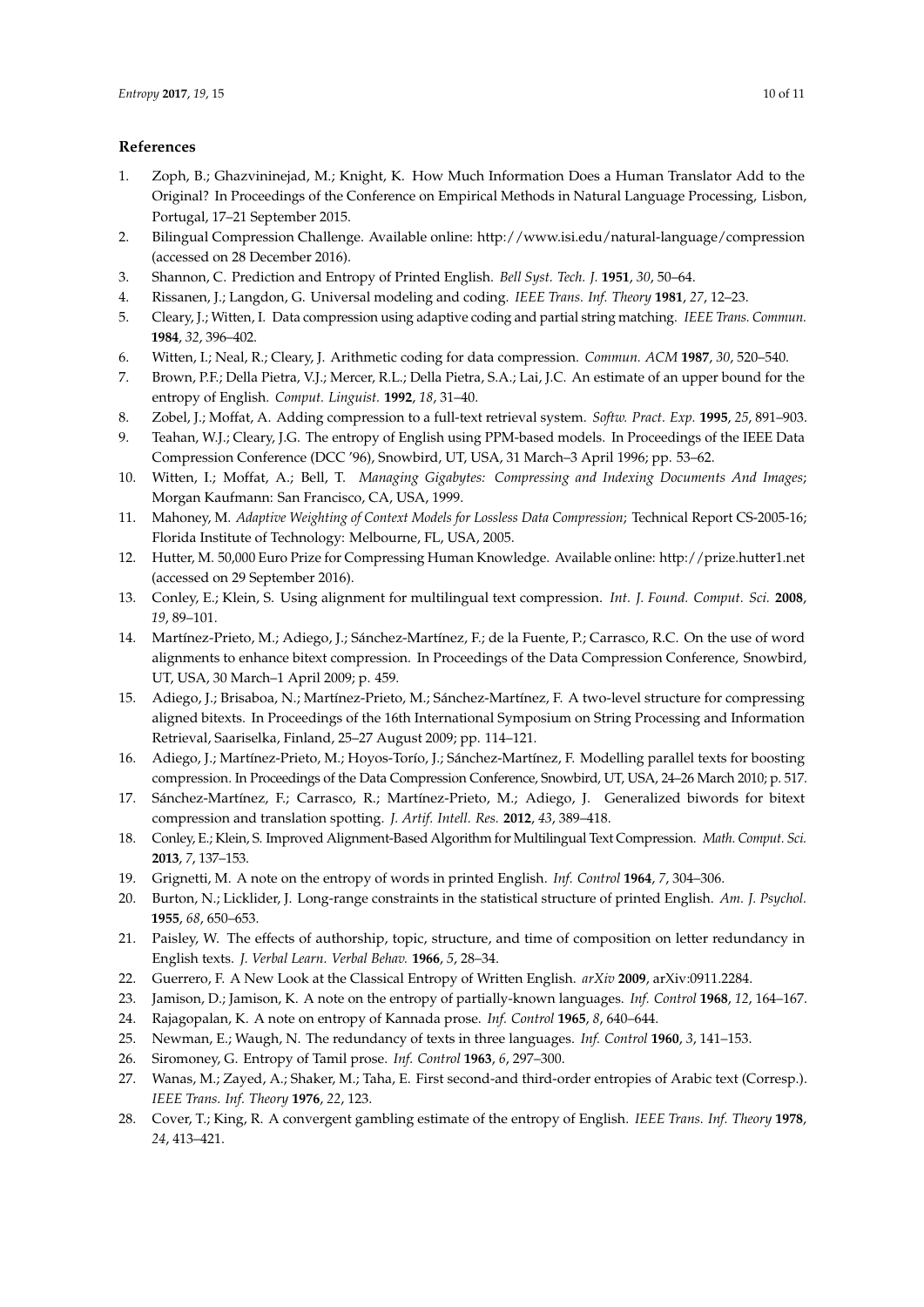## References

1. Zoph, B.; Ghazvininejad, M.; Knight, K. How Much Information Does a Human Translator Add to the Original? In Proceedings of the Conference on Empirical Methods in Natural Language Processing, Lisbon, Portugal, 17–21 September 2015.
2. Bilingual Compression Challenge. Available online: http://www.isi.edu/natural-language/compression (accessed on 28 December 2016).
3. Shannon, C. Prediction and Entropy of Printed English. *Bell Syst. Tech. J.* **1951**, *30*, 50–64.
4. Rissanen, J.; Langdon, G. Universal modeling and coding. *IEEE Trans. Inf. Theory* **1981**, *27*, 12–23.
5. Cleary, J.; Witten, I. Data compression using adaptive coding and partial string matching. *IEEE Trans. Commun.* **1984**, *32*, 396–402.
6. Witten, I.; Neal, R.; Cleary, J. Arithmetic coding for data compression. *Commun. ACM* **1987**, *30*, 520–540.
7. Brown, P.F.; Della Pietra, V.J.; Mercer, R.L.; Della Pietra, S.A.; Lai, J.C. An estimate of an upper bound for the entropy of English. *Comput. Linguist.* **1992**, *18*, 31–40.
8. Zobel, J.; Moffat, A. Adding compression to a full-text retrieval system. *Softw. Pract. Exp.* **1995**, *25*, 891–903.
9. Teahan, W.J.; Cleary, J.G. The entropy of English using PPM-based models. In Proceedings of the IEEE Data Compression Conference (DCC '96), Snowbird, UT, USA, 31 March–3 April 1996; pp. 53–62.
10. Witten, I.; Moffat, A.; Bell, T. *Managing Gigabytes: Compressing and Indexing Documents And Images*; Morgan Kaufmann: San Francisco, CA, USA, 1999.
11. Mahoney, M. *Adaptive Weighting of Context Models for Lossless Data Compression*; Technical Report CS-2005-16; Florida Institute of Technology: Melbourne, FL, USA, 2005.
12. Hutter, M. 50,000 Euro Prize for Compressing Human Knowledge. Available online: http://prize.hutter1.net (accessed on 29 September 2016).
13. Conley, E.; Klein, S. Using alignment for multilingual text compression. *Int. J. Found. Comput. Sci.* **2008**, *19*, 89–101.
14. Martínez-Prieto, M.; Adiego, J.; Sánchez-Martínez, F.; de la Fuente, P.; Carrasco, R.C. On the use of word alignments to enhance bitext compression. In Proceedings of the Data Compression Conference, Snowbird, UT, USA, 30 March–1 April 2009; p. 459.
15. Adiego, J.; Brisaboa, N.; Martínez-Prieto, M.; Sánchez-Martínez, F. A two-level structure for compressing aligned bitexts. In Proceedings of the 16th International Symposium on String Processing and Information Retrieval, Saariselka, Finland, 25–27 August 2009; pp. 114–121.
16. Adiego, J.; Martínez-Prieto, M.; Hoyos-Torío, J.; Sánchez-Martínez, F. Modelling parallel texts for boosting compression. In Proceedings of the Data Compression Conference, Snowbird, UT, USA, 24–26 March 2010; p. 517.
17. Sánchez-Martínez, F.; Carrasco, R.; Martínez-Prieto, M.; Adiego, J. Generalized biwords for bitext compression and translation spotting. *J. Artif. Intell. Res.* **2012**, *43*, 389–418.
18. Conley, E.; Klein, S. Improved Alignment-Based Algorithm for Multilingual Text Compression. *Math. Comput. Sci.* **2013**, *7*, 137–153.
19. Grignetti, M. A note on the entropy of words in printed English. *Inf. Control* **1964**, *7*, 304–306.
20. Burton, N.; Licklider, J. Long-range constraints in the statistical structure of printed English. *Am. J. Psychol.* **1955**, *68*, 650–653.
21. Paisley, W. The effects of authorship, topic, structure, and time of composition on letter redundancy in English texts. *J. Verbal Learn. Verbal Behav.* **1966**, *5*, 28–34.
22. Guerrero, F. A New Look at the Classical Entropy of Written English. *arXiv* **2009**, arXiv:0911.2284.
23. Jamison, D.; Jamison, K. A note on the entropy of partially-known languages. *Inf. Control* **1968**, *12*, 164–167.
24. Rajagopalan, K. A note on entropy of Kannada prose. *Inf. Control* **1965**, *8*, 640–644.
25. Newman, E.; Waugh, N. The redundancy of texts in three languages. *Inf. Control* **1960**, *3*, 141–153.
26. Siromoney, G. Entropy of Tamil prose. *Inf. Control* **1963**, *6*, 297–300.
27. Wanas, M.; Zayed, A.; Shaker, M.; Taha, E. First second-and third-order entropies of Arabic text (Corresp.). *IEEE Trans. Inf. Theory* **1976**, *22*, 123.
28. Cover, T.; King, R. A convergent gambling estimate of the entropy of English. *IEEE Trans. Inf. Theory* **1978**, *24*, 413–421.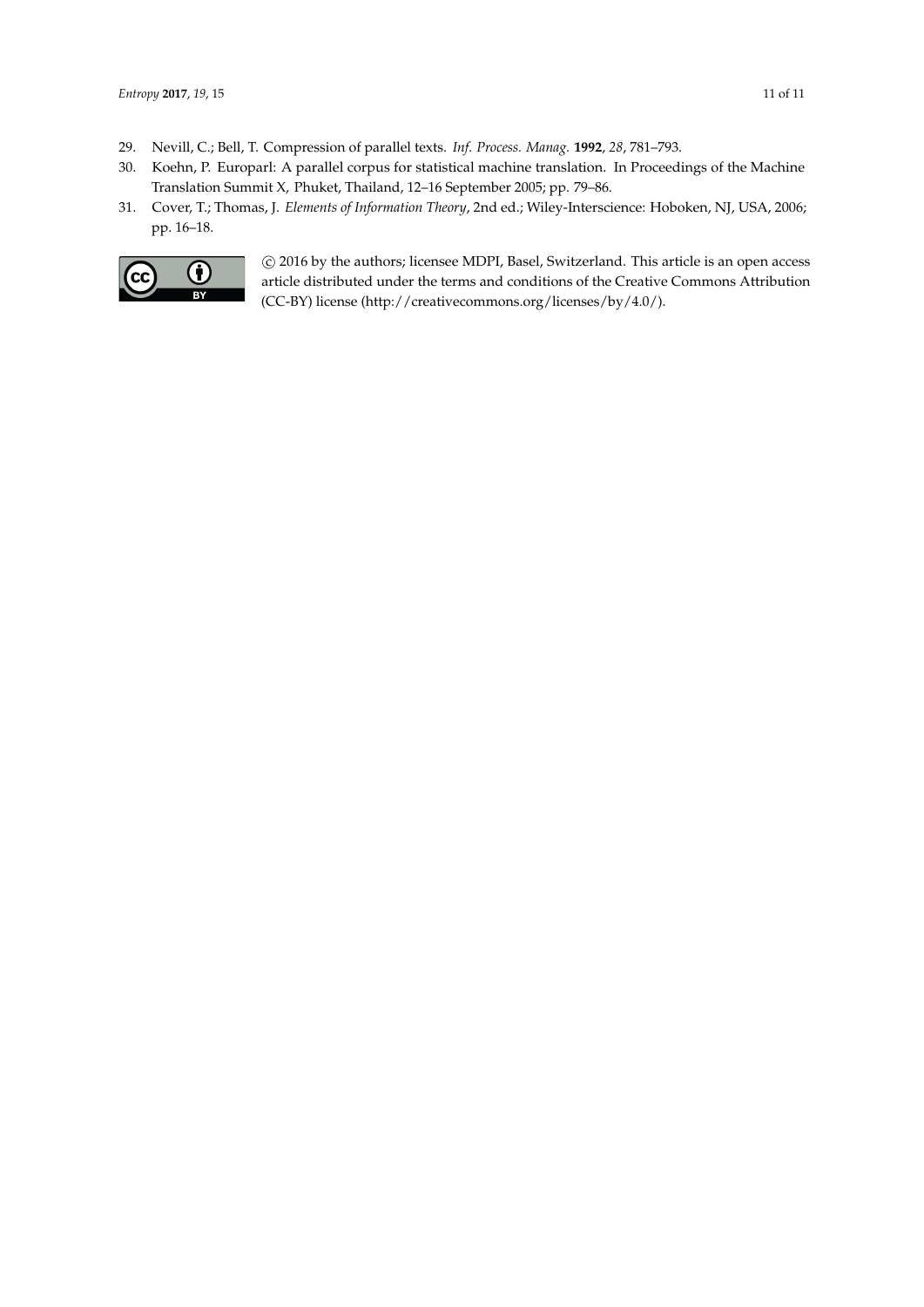29. Nevill, C.; Bell, T. Compression of parallel texts. *Inf. Process. Manag.* **1992**, *28*, 781–793.
30. Koehn, P. Europarl: A parallel corpus for statistical machine translation. In Proceedings of the Machine Translation Summit X, Phuket, Thailand, 12–16 September 2005; pp. 79–86.
31. Cover, T.; Thomas, J. *Elements of Information Theory*, 2nd ed.; Wiley-Interscience: Hoboken, NJ, USA, 2006; pp. 16–18.

© 2016 by the authors; licensee MDPI, Basel, Switzerland. This article is an open access article distributed under the terms and conditions of the Creative Commons Attribution (CC-BY) license (http://creativecommons.org/licenses/by/4.0/).